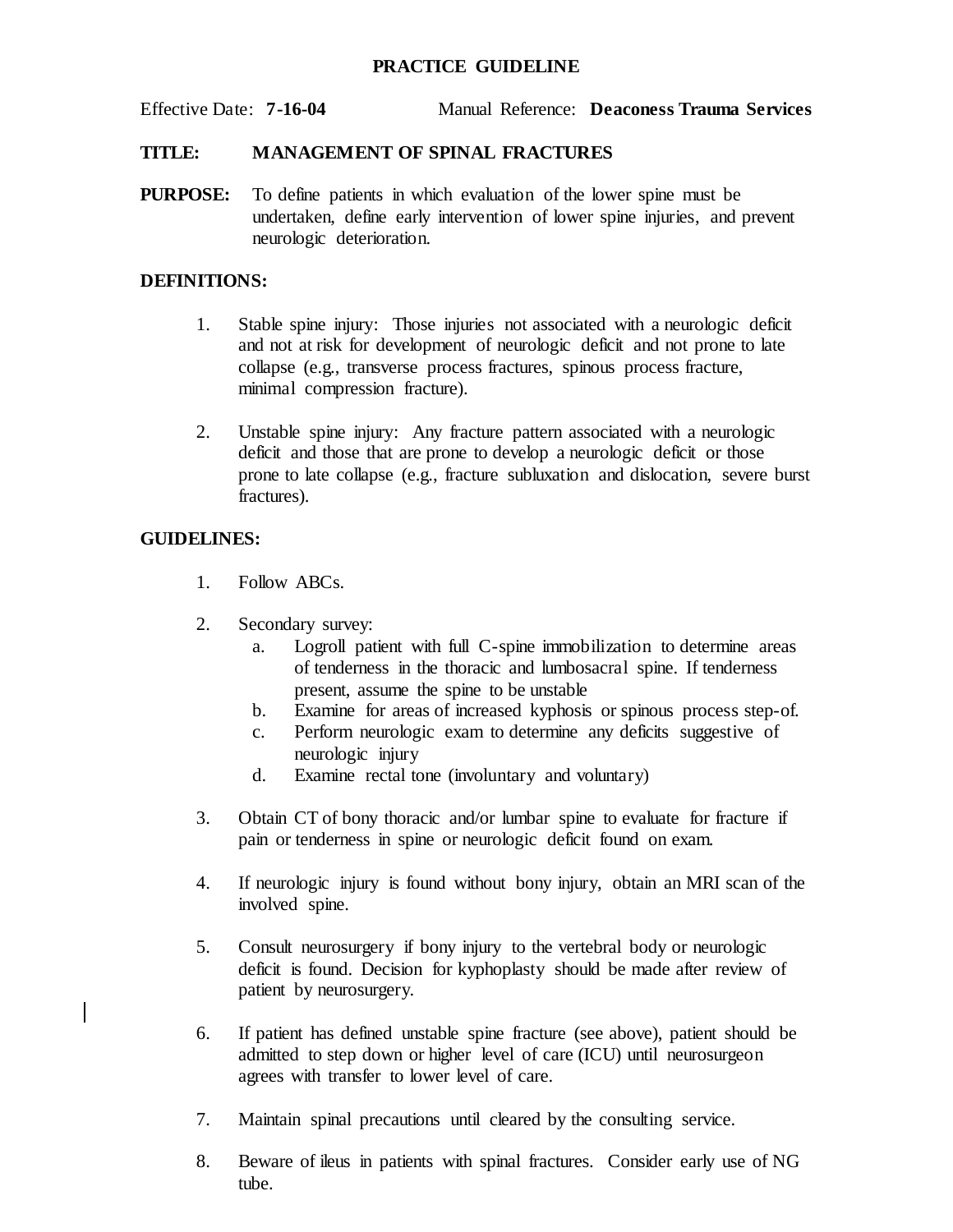# PRACTICE GUIDELINE

Effective Date: **7-16-04** Manual Reference: **Deaconess Trauma Services**

**TITLE:** **MANAGEMENT OF SPINAL FRACTURES**

**PURPOSE:** To define patients in which evaluation of the lower spine must be undertaken, define early intervention of lower spine injuries, and prevent neurologic deterioration.

**DEFINITIONS:**

1. Stable spine injury: Those injuries not associated with a neurologic deficit and not at risk for development of neurologic deficit and not prone to late collapse (e.g., transverse process fractures, spinous process fracture, minimal compression fracture).

2. Unstable spine injury: Any fracture pattern associated with a neurologic deficit and those that are prone to develop a neurologic deficit or those prone to late collapse (e.g., fracture subluxation and dislocation, severe burst fractures).

**GUIDELINES:**

1. Follow ABCs.

2. Secondary survey:
   a. Logroll patient with full C-spine immobilization to determine areas of tenderness in the thoracic and lumbosacral spine. If tenderness present, assume the spine to be unstable
   b. Examine for areas of increased kyphosis or spinous process step-of.
   c. Perform neurologic exam to determine any deficits suggestive of neurologic injury
   d. Examine rectal tone (involuntary and voluntary)

3. Obtain CT of bony thoracic and/or lumbar spine to evaluate for fracture if pain or tenderness in spine or neurologic deficit found on exam.

4. If neurologic injury is found without bony injury, obtain an MRI scan of the involved spine.

5. Consult neurosurgery if bony injury to the vertebral body or neurologic deficit is found. Decision for kyphoplasty should be made after review of patient by neurosurgery.

6. If patient has defined unstable spine fracture (see above), patient should be admitted to step down or higher level of care (ICU) until neurosurgeon agrees with transfer to lower level of care.

7. Maintain spinal precautions until cleared by the consulting service.

8. Beware of ileus in patients with spinal fractures. Consider early use of NG tube.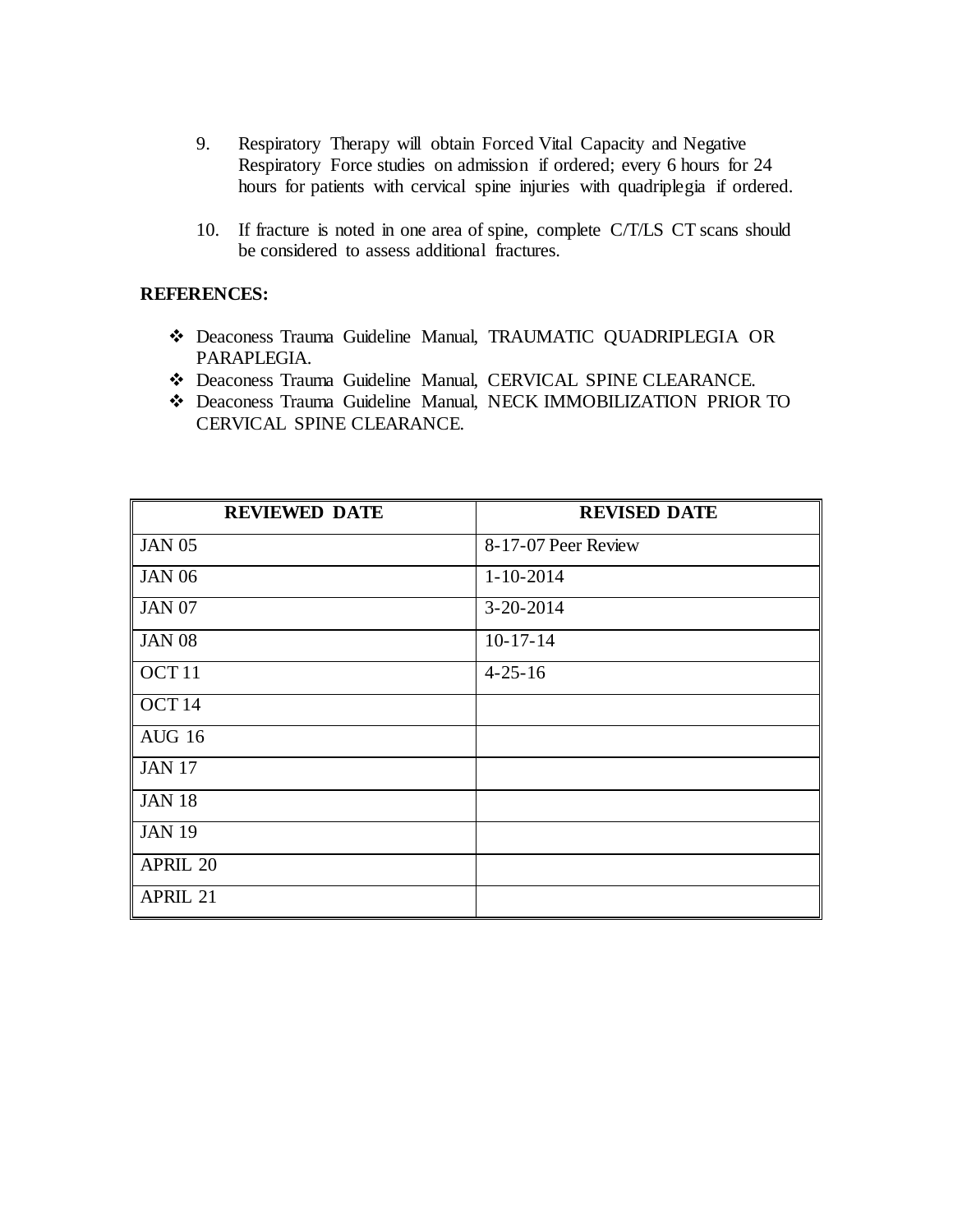9. Respiratory Therapy will obtain Forced Vital Capacity and Negative Respiratory Force studies on admission if ordered; every 6 hours for 24 hours for patients with cervical spine injuries with quadriplegia if ordered.

10. If fracture is noted in one area of spine, complete C/T/LS CT scans should be considered to assess additional fractures.

**REFERENCES:**

- Deaconess Trauma Guideline Manual, TRAUMATIC QUADRIPLEGIA OR PARAPLEGIA.
- Deaconess Trauma Guideline Manual, CERVICAL SPINE CLEARANCE.
- Deaconess Trauma Guideline Manual, NECK IMMOBILIZATION PRIOR TO CERVICAL SPINE CLEARANCE.

| REVIEWED DATE | REVISED DATE |
| --- | --- |
| JAN 05 | 8-17-07 Peer Review |
| JAN 06 | 1-10-2014 |
| JAN 07 | 3-20-2014 |
| JAN 08 | 10-17-14 |
| OCT 11 | 4-25-16 |
| OCT 14 | |
| AUG 16 | |
| JAN 17 | |
| JAN 18 | |
| JAN 19 | |
| APRIL 20 | |
| APRIL 21 | |